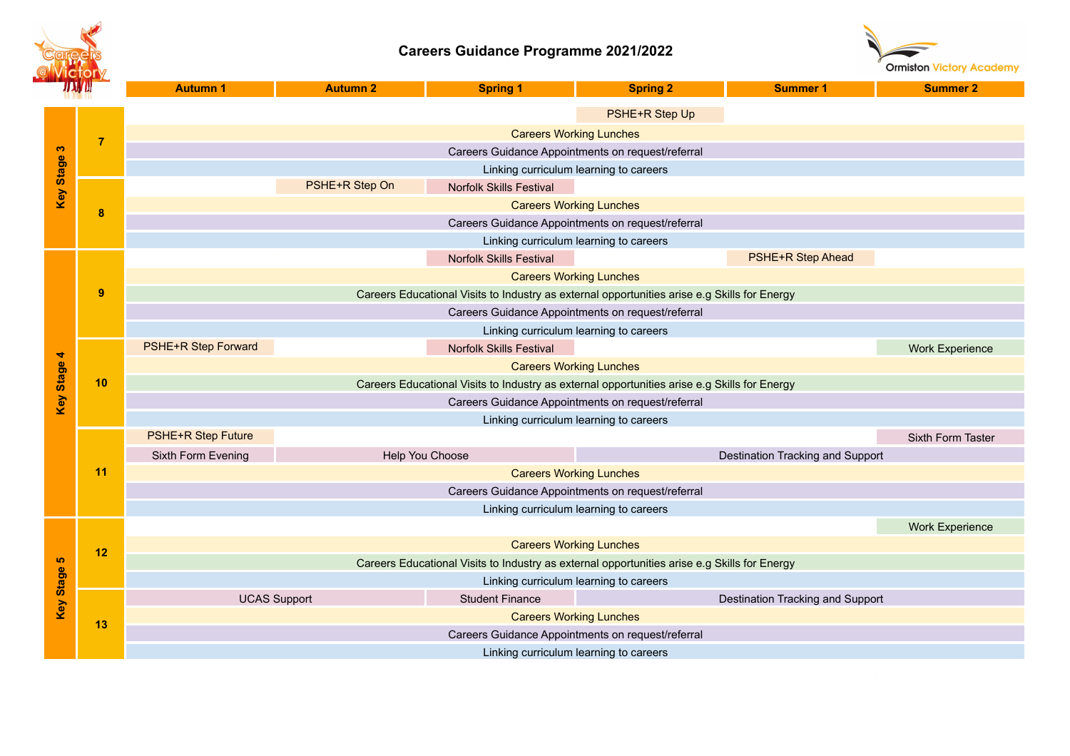# Careers Guidance Programme 2021/2022

Ormiston Victory Academy

| Key Stage | Year | Autumn 1 | Autumn 2 | Spring 1 | Spring 2 | Summer 1 | Summer 2 |
|---|---|---|---|---|---|---|---|
| Key Stage 3 | 7 | | | | PSHE+R Step Up | | |
| | | Careers Working Lunches | | | | | |
| | | Careers Guidance Appointments on request/referral | | | | | |
| | | Linking curriculum learning to careers | | | | | |
| | 8 | | PSHE+R Step On | Norfolk Skills Festival | | | |
| | | Careers Working Lunches | | | | | |
| | | Careers Guidance Appointments on request/referral | | | | | |
| | | Linking curriculum learning to careers | | | | | |
| Key Stage 4 | 9 | | | Norfolk Skills Festival | | PSHE+R Step Ahead | |
| | | Careers Working Lunches | | | | | |
| | | Careers Educational Visits to Industry as external opportunities arise e.g Skills for Energy | | | | | |
| | | Careers Guidance Appointments on request/referral | | | | | |
| | | Linking curriculum learning to careers | | | | | |
| | 10 | PSHE+R Step Forward | | Norfolk Skills Festival | | | Work Experience |
| | | Careers Working Lunches | | | | | |
| | | Careers Educational Visits to Industry as external opportunities arise e.g Skills for Energy | | | | | |
| | | Careers Guidance Appointments on request/referral | | | | | |
| | | Linking curriculum learning to careers | | | | | |
| | 11 | PSHE+R Step Future | | | | | Sixth Form Taster |
| | | Sixth Form Evening | Help You Choose | | Destination Tracking and Support | | |
| | | Careers Working Lunches | | | | | |
| | | Careers Guidance Appointments on request/referral | | | | | |
| | | Linking curriculum learning to careers | | | | | |
| Key Stage 5 | 12 | | | | | | Work Experience |
| | | Careers Working Lunches | | | | | |
| | | Careers Educational Visits to Industry as external opportunities arise e.g Skills for Energy | | | | | |
| | | Linking curriculum learning to careers | | | | | |
| | 13 | UCAS Support | | Student Finance | Destination Tracking and Support | | |
| | | Careers Working Lunches | | | | | |
| | | Careers Guidance Appointments on request/referral | | | | | |
| | | Linking curriculum learning to careers | | | | | |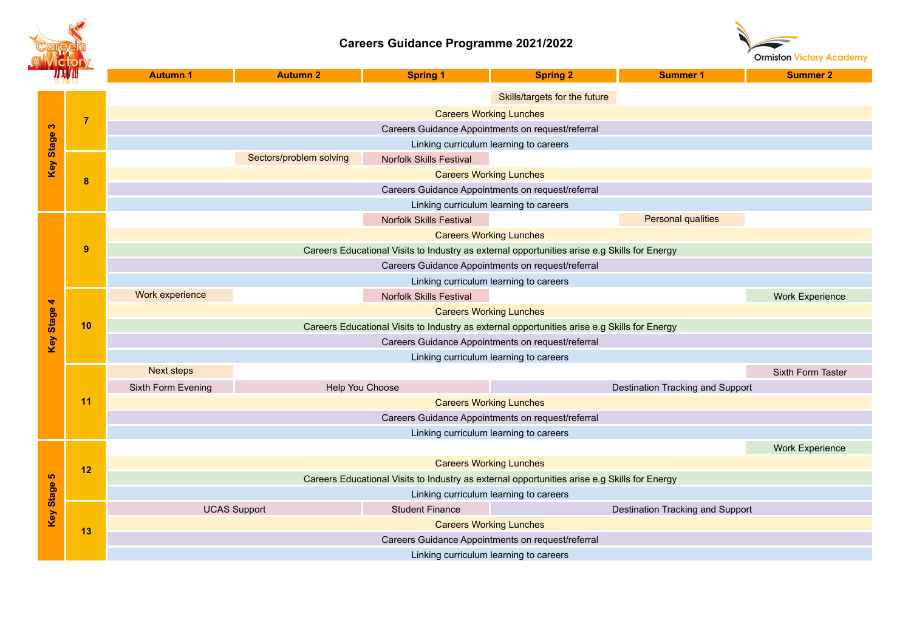# Careers Guidance Programme 2021/2022

Ormiston Victory Academy

| Key Stage | Year | Autumn 1 | Autumn 2 | Spring 1 | Spring 2 | Summer 1 | Summer 2 |
|---|---|---|---|---|---|---|---|
| Key Stage 3 | 7 | | | | Skills/targets for the future | | |
| | | Careers Working Lunches | | | | | |
| | | Careers Guidance Appointments on request/referral | | | | | |
| | | Linking curriculum learning to careers | | | | | |
| | 8 | | Sectors/problem solving | Norfolk Skills Festival | | | |
| | | Careers Working Lunches | | | | | |
| | | Careers Guidance Appointments on request/referral | | | | | |
| | | Linking curriculum learning to careers | | | | | |
| Key Stage 4 | 9 | | | Norfolk Skills Festival | | Personal qualities | |
| | | Careers Working Lunches | | | | | |
| | | Careers Educational Visits to Industry as external opportunities arise e.g Skills for Energy | | | | | |
| | | Careers Guidance Appointments on request/referral | | | | | |
| | | Linking curriculum learning to careers | | | | | |
| | 10 | Work experience | | Norfolk Skills Festival | | | Work Experience |
| | | Careers Working Lunches | | | | | |
| | | Careers Educational Visits to Industry as external opportunities arise e.g Skills for Energy | | | | | |
| | | Careers Guidance Appointments on request/referral | | | | | |
| | | Linking curriculum learning to careers | | | | | |
| | 11 | Next steps | | | | | Sixth Form Taster |
| | | Sixth Form Evening | Help You Choose | | Destination Tracking and Support | | |
| | | Careers Working Lunches | | | | | |
| | | Careers Guidance Appointments on request/referral | | | | | |
| | | Linking curriculum learning to careers | | | | | |
| Key Stage 5 | 12 | | | | | | Work Experience |
| | | Careers Working Lunches | | | | | |
| | | Careers Educational Visits to Industry as external opportunities arise e.g Skills for Energy | | | | | |
| | | Linking curriculum learning to careers | | | | | |
| | 13 | UCAS Support | | Student Finance | Destination Tracking and Support | | |
| | | Careers Working Lunches | | | | | |
| | | Careers Guidance Appointments on request/referral | | | | | |
| | | Linking curriculum learning to careers | | | | | |